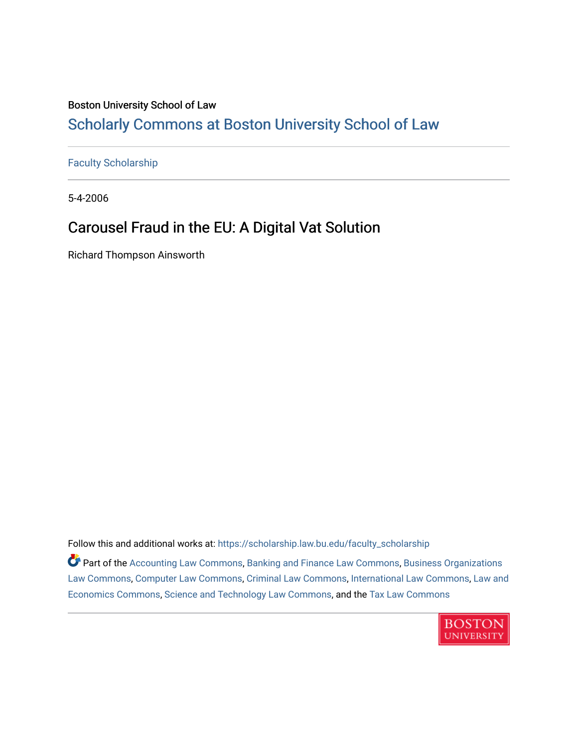Boston University School of Law

# Scholarly Commons at Boston University School of Law

Faculty Scholarship

5-4-2006

## Carousel Fraud in the EU: A Digital Vat Solution

Richard Thompson Ainsworth

Follow this and additional works at: https://scholarship.law.bu.edu/faculty_scholarship

Part of the Accounting Law Commons, Banking and Finance Law Commons, Business Organizations Law Commons, Computer Law Commons, Criminal Law Commons, International Law Commons, Law and Economics Commons, Science and Technology Law Commons, and the Tax Law Commons

BOSTON UNIVERSITY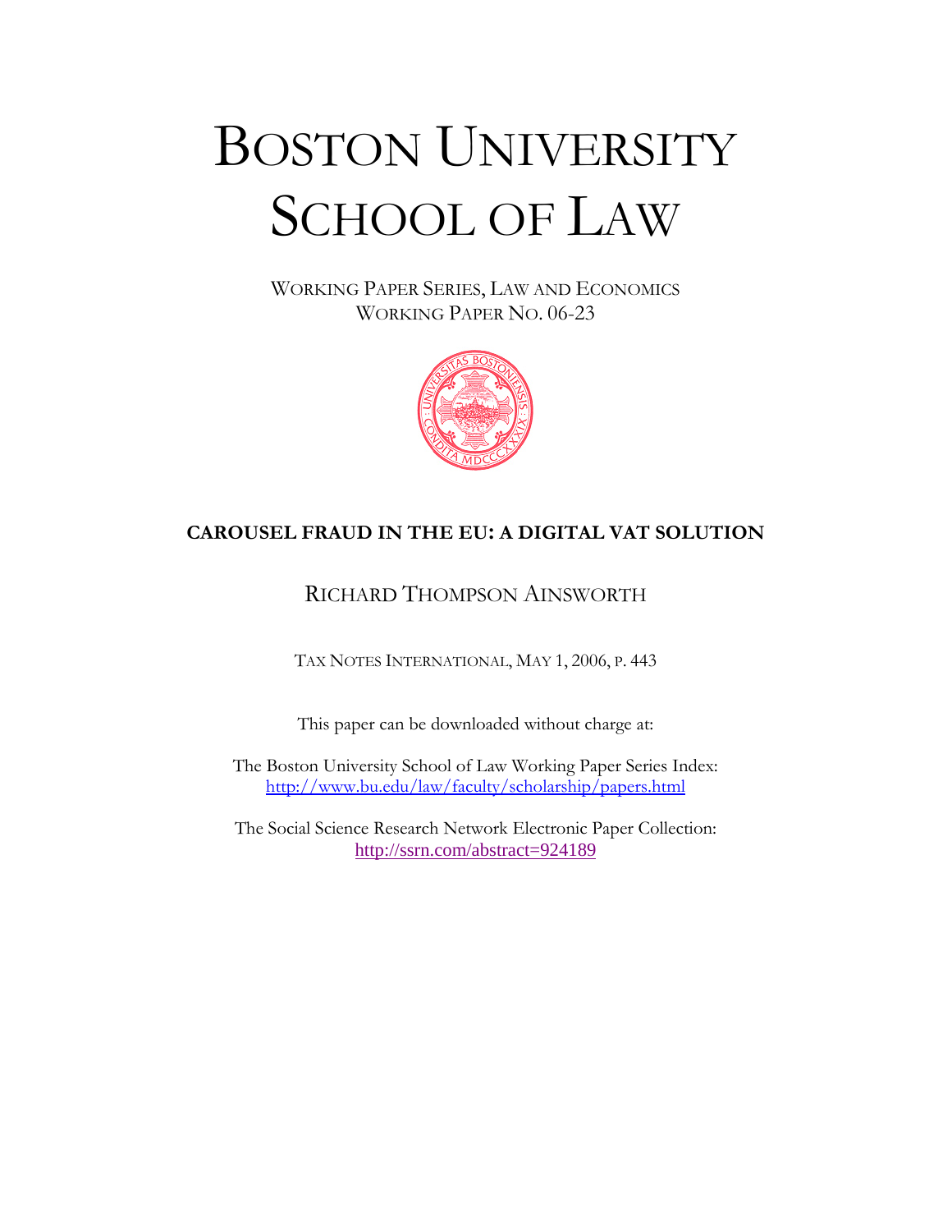# BOSTON UNIVERSITY SCHOOL OF LAW

WORKING PAPER SERIES, LAW AND ECONOMICS
WORKING PAPER NO. 06-23

**CAROUSEL FRAUD IN THE EU: A DIGITAL VAT SOLUTION**

RICHARD THOMPSON AINSWORTH

TAX NOTES INTERNATIONAL, MAY 1, 2006, P. 443

This paper can be downloaded without charge at:

The Boston University School of Law Working Paper Series Index:
http://www.bu.edu/law/faculty/scholarship/papers.html

The Social Science Research Network Electronic Paper Collection:
http://ssrn.com/abstract=924189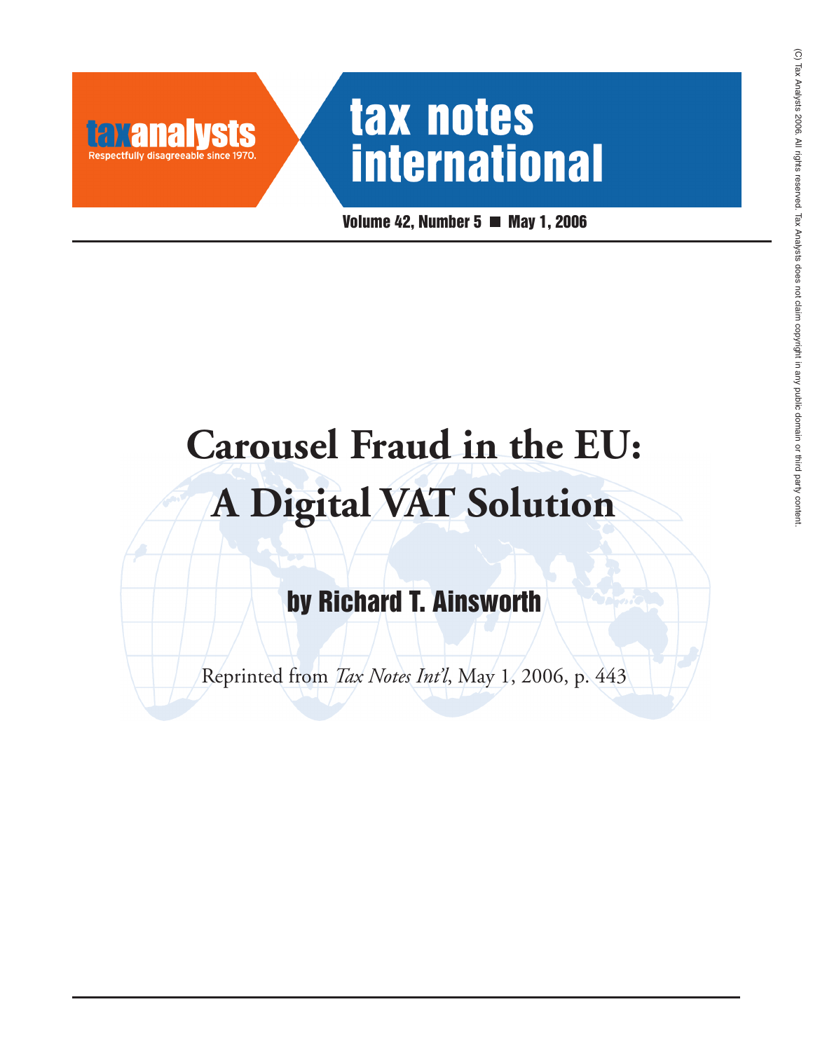tax analysts

Respectfully disagreeable since 1970.

tax notes international

Volume 42, Number 5 ■ May 1, 2006

# Carousel Fraud in the EU: A Digital VAT Solution

## by Richard T. Ainsworth

Reprinted from *Tax Notes Int'l*, May 1, 2006, p. 443

(C) Tax Analysts 2006. All rights reserved. Tax Analysts does not claim copyright in any public domain or third party content.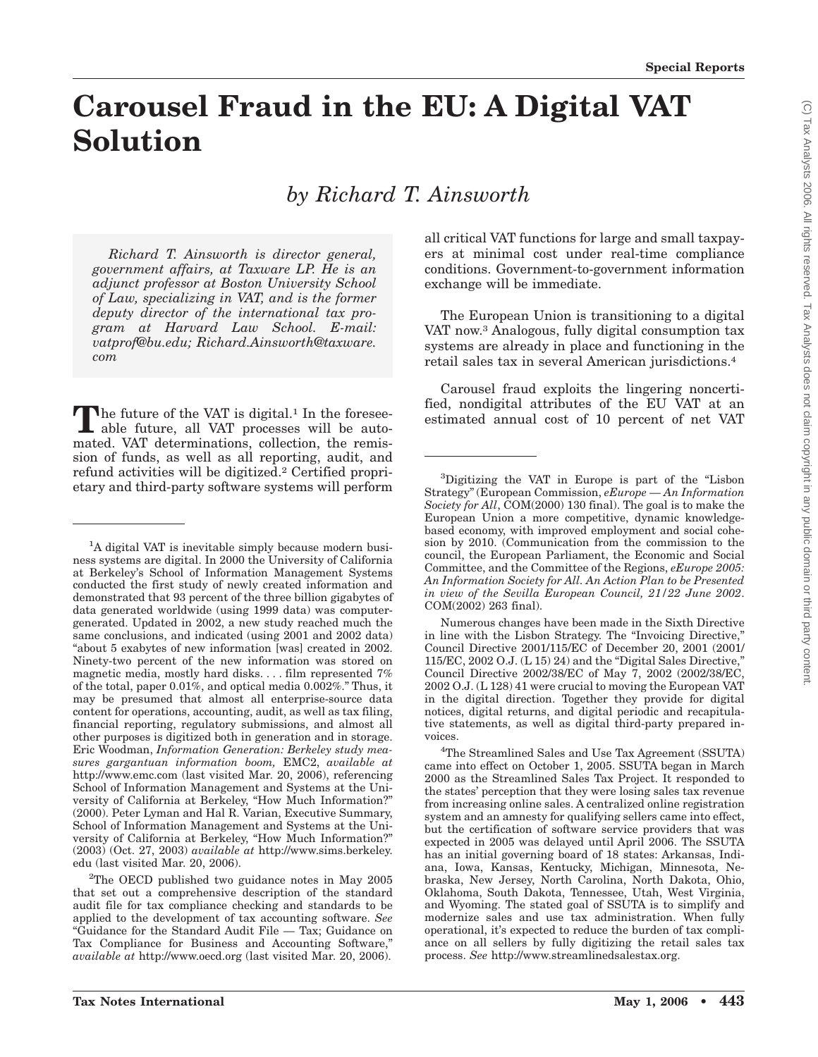# Carousel Fraud in the EU: A Digital VAT Solution

## *by Richard T. Ainsworth*

*Richard T. Ainsworth is director general, government affairs, at Taxware LP. He is an adjunct professor at Boston University School of Law, specializing in VAT, and is the former deputy director of the international tax program at Harvard Law School. E-mail: vatprof@bu.edu; Richard.Ainsworth@taxware.com*

The future of the VAT is digital.[1] In the foreseeable future, all VAT processes will be automated. VAT determinations, collection, the remission of funds, as well as all reporting, audit, and refund activities will be digitized.[2] Certified proprietary and third-party software systems will perform all critical VAT functions for large and small taxpayers at minimal cost under real-time compliance conditions. Government-to-government information exchange will be immediate.

The European Union is transitioning to a digital VAT now.[3] Analogous, fully digital consumption tax systems are already in place and functioning in the retail sales tax in several American jurisdictions.[4]

Carousel fraud exploits the lingering noncertified, nondigital attributes of the EU VAT at an estimated annual cost of 10 percent of net VAT

---

[1]A digital VAT is inevitable simply because modern business systems are digital. In 2000 the University of California at Berkeley's School of Information Management Systems conducted the first study of newly created information and demonstrated that 93 percent of the three billion gigabytes of data generated worldwide (using 1999 data) was computer-generated. Updated in 2002, a new study reached much the same conclusions, and indicated (using 2001 and 2002 data) "about 5 exabytes of new information [was] created in 2002. Ninety-two percent of the new information was stored on magnetic media, mostly hard disks. . . . film represented 7% of the total, paper 0.01%, and optical media 0.002%." Thus, it may be presumed that almost all enterprise-source data content for operations, accounting, audit, as well as tax filing, financial reporting, regulatory submissions, and almost all other purposes is digitized both in generation and in storage. Eric Woodman, *Information Generation: Berkeley study measures gargantuan information boom,* EMC2, *available at* http://www.emc.com (last visited Mar. 20, 2006), referencing School of Information Management and Systems at the University of California at Berkeley, "How Much Information?" (2000). Peter Lyman and Hal R. Varian, Executive Summary, School of Information Management and Systems at the University of California at Berkeley, "How Much Information?" (2003) (Oct. 27, 2003) *available at* http://www.sims.berkeley.edu (last visited Mar. 20, 2006).

[2]The OECD published two guidance notes in May 2005 that set out a comprehensive description of the standard audit file for tax compliance checking and standards to be applied to the development of tax accounting software. *See* "Guidance for the Standard Audit File — Tax; Guidance on Tax Compliance for Business and Accounting Software," *available at* http://www.oecd.org (last visited Mar. 20, 2006).

[3]Digitizing the VAT in Europe is part of the "Lisbon Strategy" (European Commission, *eEurope — An Information Society for All*, COM(2000) 130 final). The goal is to make the European Union a more competitive, dynamic knowledge-based economy, with improved employment and social cohesion by 2010. (Communication from the commission to the council, the European Parliament, the Economic and Social Committee, and the Committee of the Regions, *eEurope 2005: An Information Society for All. An Action Plan to be Presented in view of the Sevilla European Council, 21/22 June 2002*. COM(2002) 263 final).

Numerous changes have been made in the Sixth Directive in line with the Lisbon Strategy. The "Invoicing Directive," Council Directive 2001/115/EC of December 20, 2001 (2001/115/EC, 2002 O.J. (L 15) 24) and the "Digital Sales Directive," Council Directive 2002/38/EC of May 7, 2002 (2002/38/EC, 2002 O.J. (L 128) 41 were crucial to moving the European VAT in the digital direction. Together they provide for digital notices, digital returns, and digital periodic and recapitulative statements, as well as digital third-party prepared invoices.

[4]The Streamlined Sales and Use Tax Agreement (SSUTA) came into effect on October 1, 2005. SSUTA began in March 2000 as the Streamlined Sales Tax Project. It responded to the states' perception that they were losing sales tax revenue from increasing online sales. A centralized online registration system and an amnesty for qualifying sellers came into effect, but the certification of software service providers that was expected in 2005 was delayed until April 2006. The SSUTA has an initial governing board of 18 states: Arkansas, Indiana, Iowa, Kansas, Kentucky, Michigan, Minnesota, Nebraska, New Jersey, North Carolina, North Dakota, Ohio, Oklahoma, South Dakota, Tennessee, Utah, West Virginia, and Wyoming. The stated goal of SSUTA is to simplify and modernize sales and use tax administration. When fully operational, it's expected to reduce the burden of tax compliance on all sellers by fully digitizing the retail sales tax process. *See* http://www.streamlinedsalestax.org.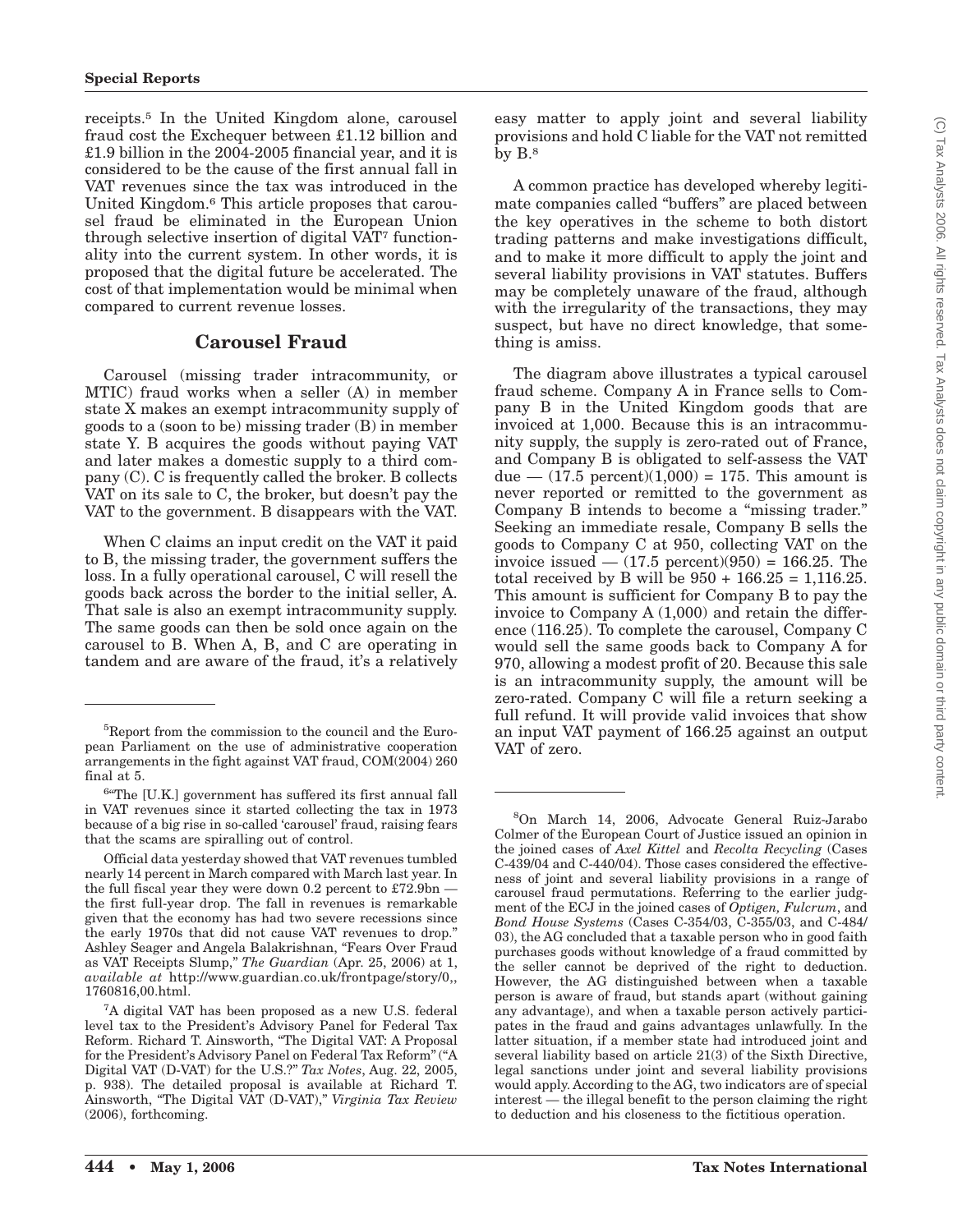receipts.[5] In the United Kingdom alone, carousel fraud cost the Exchequer between £1.12 billion and £1.9 billion in the 2004-2005 financial year, and it is considered to be the cause of the first annual fall in VAT revenues since the tax was introduced in the United Kingdom.[6] This article proposes that carousel fraud be eliminated in the European Union through selective insertion of digital VAT[7] functionality into the current system. In other words, it is proposed that the digital future be accelerated. The cost of that implementation would be minimal when compared to current revenue losses.

## Carousel Fraud

Carousel (missing trader intracommunity, or MTIC) fraud works when a seller (A) in member state X makes an exempt intracommunity supply of goods to a (soon to be) missing trader (B) in member state Y. B acquires the goods without paying VAT and later makes a domestic supply to a third company (C). C is frequently called the broker. B collects VAT on its sale to C, the broker, but doesn't pay the VAT to the government. B disappears with the VAT.

When C claims an input credit on the VAT it paid to B, the missing trader, the government suffers the loss. In a fully operational carousel, C will resell the goods back across the border to the initial seller, A. That sale is also an exempt intracommunity supply. The same goods can then be sold once again on the carousel to B. When A, B, and C are operating in tandem and are aware of the fraud, it's a relatively easy matter to apply joint and several liability provisions and hold C liable for the VAT not remitted by B.[8]

A common practice has developed whereby legitimate companies called "buffers" are placed between the key operatives in the scheme to both distort trading patterns and make investigations difficult, and to make it more difficult to apply the joint and several liability provisions in VAT statutes. Buffers may be completely unaware of the fraud, although with the irregularity of the transactions, they may suspect, but have no direct knowledge, that something is amiss.

The diagram above illustrates a typical carousel fraud scheme. Company A in France sells to Company B in the United Kingdom goods that are invoiced at 1,000. Because this is an intracommunity supply, the supply is zero-rated out of France, and Company B is obligated to self-assess the VAT due — (17.5 percent)(1,000) = 175. This amount is never reported or remitted to the government as Company B intends to become a "missing trader." Seeking an immediate resale, Company B sells the goods to Company C at 950, collecting VAT on the invoice issued — (17.5 percent)(950) = 166.25. The total received by B will be 950 + 166.25 = 1,116.25. This amount is sufficient for Company B to pay the invoice to Company A (1,000) and retain the difference (116.25). To complete the carousel, Company C would sell the same goods back to Company A for 970, allowing a modest profit of 20. Because this sale is an intracommunity supply, the amount will be zero-rated. Company C will file a return seeking a full refund. It will provide valid invoices that show an input VAT payment of 166.25 against an output VAT of zero.

---

[5]Report from the commission to the council and the European Parliament on the use of administrative cooperation arrangements in the fight against VAT fraud, COM(2004) 260 final at 5.

[6]"The [U.K.] government has suffered its first annual fall in VAT revenues since it started collecting the tax in 1973 because of a big rise in so-called 'carousel' fraud, raising fears that the scams are spiralling out of control.

Official data yesterday showed that VAT revenues tumbled nearly 14 percent in March compared with March last year. In the full fiscal year they were down 0.2 percent to £72.9bn — the first full-year drop. The fall in revenues is remarkable given that the economy has had two severe recessions since the early 1970s that did not cause VAT revenues to drop." Ashley Seager and Angela Balakrishnan, "Fears Over Fraud as VAT Receipts Slump," *The Guardian* (Apr. 25, 2006) at 1, *available at* http://www.guardian.co.uk/frontpage/story/0,,1760816,00.html.

[7]A digital VAT has been proposed as a new U.S. federal level tax to the President's Advisory Panel for Federal Tax Reform. Richard T. Ainsworth, "The Digital VAT: A Proposal for the President's Advisory Panel on Federal Tax Reform" ("A Digital VAT (D-VAT) for the U.S.?" *Tax Notes*, Aug. 22, 2005, p. 938). The detailed proposal is available at Richard T. Ainsworth, "The Digital VAT (D-VAT)," *Virginia Tax Review* (2006), forthcoming.

[8]On March 14, 2006, Advocate General Ruiz-Jarabo Colmer of the European Court of Justice issued an opinion in the joined cases of *Axel Kittel* and *Recolta Recycling* (Cases C-439/04 and C-440/04). Those cases considered the effectiveness of joint and several liability provisions in a range of carousel fraud permutations. Referring to the earlier judgment of the ECJ in the joined cases of *Optigen, Fulcrum*, and *Bond House Systems* (Cases C-354/03, C-355/03, and C-484/03), the AG concluded that a taxable person who in good faith purchases goods without knowledge of a fraud committed by the seller cannot be deprived of the right to deduction. However, the AG distinguished between when a taxable person is aware of fraud, but stands apart (without gaining any advantage), and when a taxable person actively participates in the fraud and gains advantages unlawfully. In the latter situation, if a member state had introduced joint and several liability based on article 21(3) of the Sixth Directive, legal sanctions under joint and several liability provisions would apply. According to the AG, two indicators are of special interest — the illegal benefit to the person claiming the right to deduction and his closeness to the fictitious operation.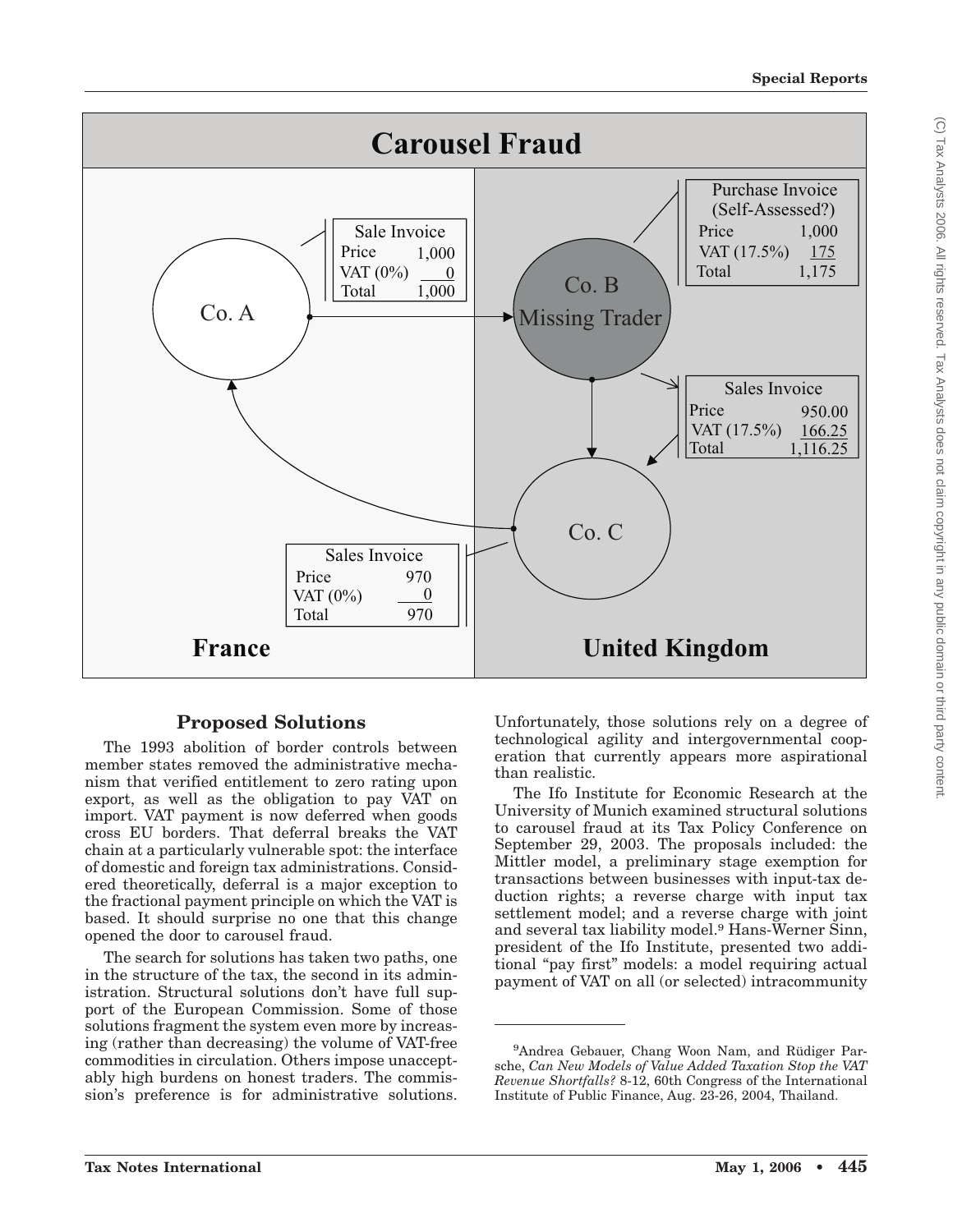## Carousel Fraud

Sale Invoice

| | |
|---|---|
| Price | 1,000 |
| VAT (0%) | 0 |
| Total | 1,000 |

Purchase Invoice (Self-Assessed?)

| | |
|---|---|
| Price | 1,000 |
| VAT (17.5%) | 175 |
| Total | 1,175 |

Co. A

Co. B Missing Trader

Sales Invoice

| | |
|---|---|
| Price | 950.00 |
| VAT (17.5%) | 166.25 |
| Total | 1,116.25 |

Co. C

Sales Invoice

| | |
|---|---|
| Price | 970 |
| VAT (0%) | 0 |
| Total | 970 |

**France** **United Kingdom**

### Proposed Solutions

The 1993 abolition of border controls between member states removed the administrative mechanism that verified entitlement to zero rating upon export, as well as the obligation to pay VAT on import. VAT payment is now deferred when goods cross EU borders. That deferral breaks the VAT chain at a particularly vulnerable spot: the interface of domestic and foreign tax administrations. Considered theoretically, deferral is a major exception to the fractional payment principle on which the VAT is based. It should surprise no one that this change opened the door to carousel fraud.

The search for solutions has taken two paths, one in the structure of the tax, the second in its administration. Structural solutions don't have full support of the European Commission. Some of those solutions fragment the system even more by increasing (rather than decreasing) the volume of VAT-free commodities in circulation. Others impose unacceptably high burdens on honest traders. The commission's preference is for administrative solutions. Unfortunately, those solutions rely on a degree of technological agility and intergovernmental cooperation that currently appears more aspirational than realistic.

The Ifo Institute for Economic Research at the University of Munich examined structural solutions to carousel fraud at its Tax Policy Conference on September 29, 2003. The proposals included: the Mittler model, a preliminary stage exemption for transactions between businesses with input-tax deduction rights; a reverse charge with input tax settlement model; and a reverse charge with joint and several tax liability model.[9] Hans-Werner Sinn, president of the Ifo Institute, presented two additional "pay first" models: a model requiring actual payment of VAT on all (or selected) intracommunity

---

[9]Andrea Gebauer, Chang Woon Nam, and Rüdiger Parsche, *Can New Models of Value Added Taxation Stop the VAT Revenue Shortfalls?* 8-12, 60th Congress of the International Institute of Public Finance, Aug. 23-26, 2004, Thailand.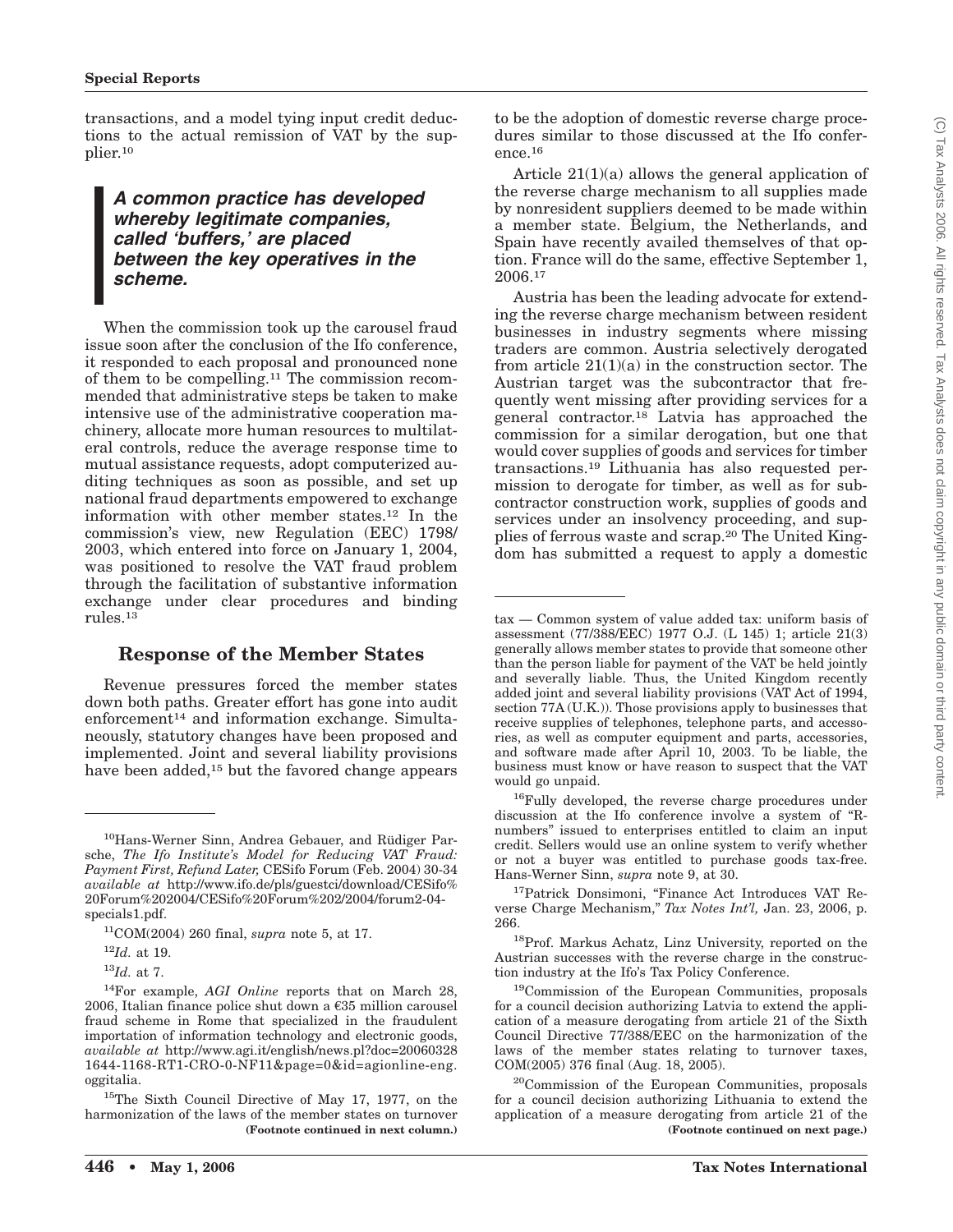transactions, and a model tying input credit deductions to the actual remission of VAT by the supplier.[10]

> ***A common practice has developed whereby legitimate companies, called 'buffers,' are placed between the key operatives in the scheme.***

When the commission took up the carousel fraud issue soon after the conclusion of the Ifo conference, it responded to each proposal and pronounced none of them to be compelling.[11] The commission recommended that administrative steps be taken to make intensive use of the administrative cooperation machinery, allocate more human resources to multilateral controls, reduce the average response time to mutual assistance requests, adopt computerized auditing techniques as soon as possible, and set up national fraud departments empowered to exchange information with other member states.[12] In the commission's view, new Regulation (EEC) 1798/2003, which entered into force on January 1, 2004, was positioned to resolve the VAT fraud problem through the facilitation of substantive information exchange under clear procedures and binding rules.[13]

## Response of the Member States

Revenue pressures forced the member states down both paths. Greater effort has gone into audit enforcement[14] and information exchange. Simultaneously, statutory changes have been proposed and implemented. Joint and several liability provisions have been added,[15] but the favored change appears to be the adoption of domestic reverse charge procedures similar to those discussed at the Ifo conference.[16]

Article 21(1)(a) allows the general application of the reverse charge mechanism to all supplies made by nonresident suppliers deemed to be made within a member state. Belgium, the Netherlands, and Spain have recently availed themselves of that option. France will do the same, effective September 1, 2006.[17]

Austria has been the leading advocate for extending the reverse charge mechanism between resident businesses in industry segments where missing traders are common. Austria selectively derogated from article 21(1)(a) in the construction sector. The Austrian target was the subcontractor that frequently went missing after providing services for a general contractor.[18] Latvia has approached the commission for a similar derogation, but one that would cover supplies of goods and services for timber transactions.[19] Lithuania has also requested permission to derogate for timber, as well as for subcontractor construction work, supplies of goods and services under an insolvency proceeding, and supplies of ferrous waste and scrap.[20] The United Kingdom has submitted a request to apply a domestic

---

[10]Hans-Werner Sinn, Andrea Gebauer, and Rüdiger Parsche, *The Ifo Institute's Model for Reducing VAT Fraud: Payment First, Refund Later,* CESifo Forum (Feb. 2004) 30-34 *available at* http://www.ifo.de/pls/guestci/download/CESifo%20Forum%202004/CESifo%20Forum%202/2004/forum2-04-specials1.pdf.

[11]COM(2004) 260 final, *supra* note 5, at 17.

[12]*Id.* at 19.

[13]*Id.* at 7.

[14]For example, *AGI Online* reports that on March 28, 2006, Italian finance police shut down a €35 million carousel fraud scheme in Rome that specialized in the fraudulent importation of information technology and electronic goods, *available at* http://www.agi.it/english/news.pl?doc=20060328 1644-1168-RT1-CRO-0-NF11&page=0&id=agionline-eng.oggitalia.

[15]The Sixth Council Directive of May 17, 1977, on the harmonization of the laws of the member states on turnover tax — Common system of value added tax: uniform basis of assessment (77/388/EEC) 1977 O.J. (L 145) 1; article 21(3) generally allows member states to provide that someone other than the person liable for payment of the VAT be held jointly and severally liable. Thus, the United Kingdom recently added joint and several liability provisions (VAT Act of 1994, section 77A (U.K.)). Those provisions apply to businesses that receive supplies of telephones, telephone parts, and accessories, as well as computer equipment and parts, accessories, and software made after April 10, 2003. To be liable, the business must know or have reason to suspect that the VAT would go unpaid.

[16]Fully developed, the reverse charge procedures under discussion at the Ifo conference involve a system of "R-numbers" issued to enterprises entitled to claim an input credit. Sellers would use an online system to verify whether or not a buyer was entitled to purchase goods tax-free. Hans-Werner Sinn, *supra* note 9, at 30.

[17]Patrick Donsimoni, "Finance Act Introduces VAT Reverse Charge Mechanism," *Tax Notes Int'l,* Jan. 23, 2006, p. 266.

[18]Prof. Markus Achatz, Linz University, reported on the Austrian successes with the reverse charge in the construction industry at the Ifo's Tax Policy Conference.

[19]Commission of the European Communities, proposals for a council decision authorizing Latvia to extend the application of a measure derogating from article 21 of the Sixth Council Directive 77/388/EEC on the harmonization of the laws of the member states relating to turnover taxes, COM(2005) 376 final (Aug. 18, 2005).

[20]Commission of the European Communities, proposals for a council decision authorizing Lithuania to extend the application of a measure derogating from article 21 of the **(Footnote continued on next page.)**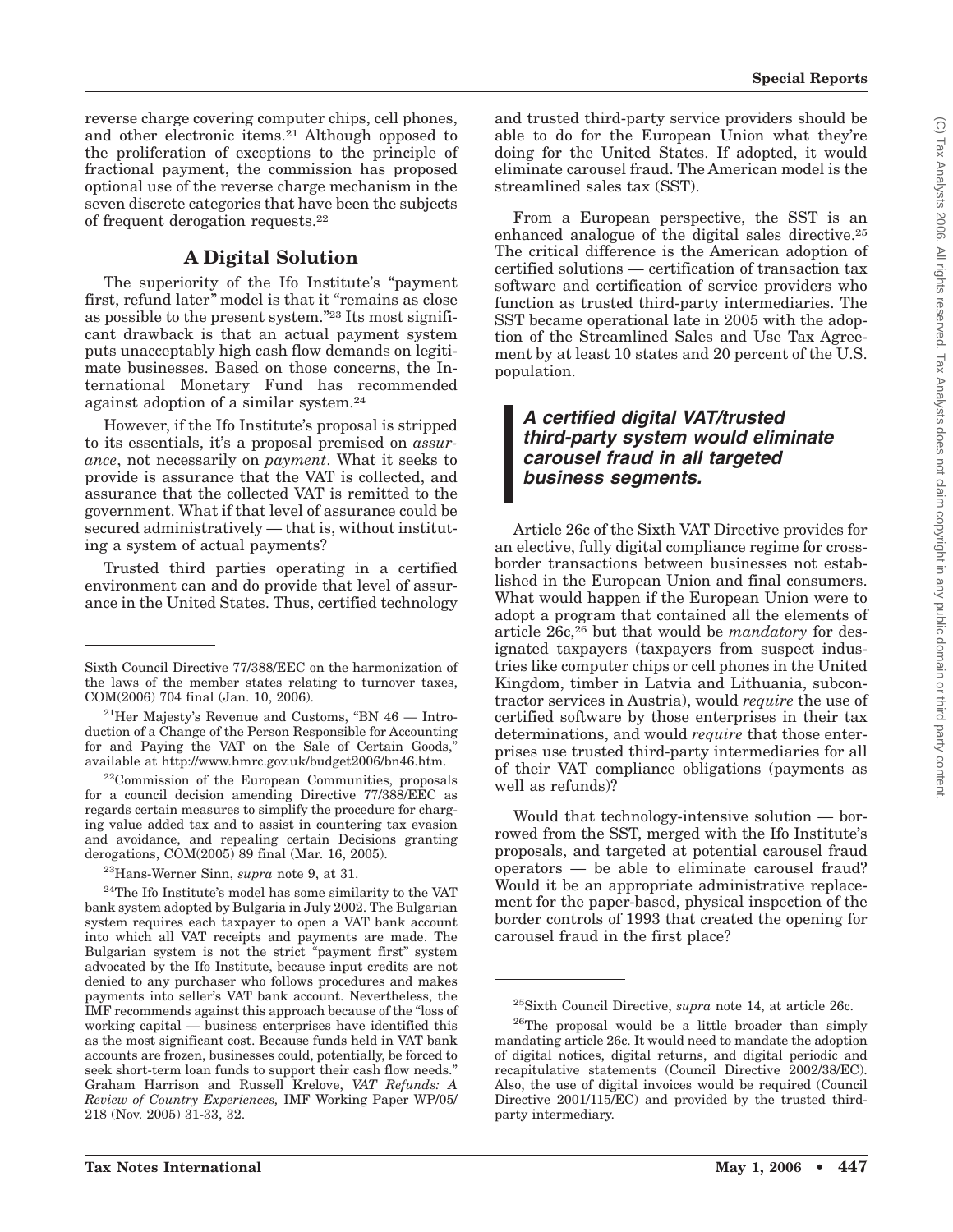reverse charge covering computer chips, cell phones, and other electronic items.[21] Although opposed to the proliferation of exceptions to the principle of fractional payment, the commission has proposed optional use of the reverse charge mechanism in the seven discrete categories that have been the subjects of frequent derogation requests.[22]

## A Digital Solution

The superiority of the Ifo Institute's "payment first, refund later" model is that it "remains as close as possible to the present system."[23] Its most significant drawback is that an actual payment system puts unacceptably high cash flow demands on legitimate businesses. Based on those concerns, the International Monetary Fund has recommended against adoption of a similar system.[24]

However, if the Ifo Institute's proposal is stripped to its essentials, it's a proposal premised on *assurance*, not necessarily on *payment*. What it seeks to provide is assurance that the VAT is collected, and assurance that the collected VAT is remitted to the government. What if that level of assurance could be secured administratively — that is, without instituting a system of actual payments?

Trusted third parties operating in a certified environment can and do provide that level of assurance in the United States. Thus, certified technology and trusted third-party service providers should be able to do for the European Union what they're doing for the United States. If adopted, it would eliminate carousel fraud. The American model is the streamlined sales tax (SST).

From a European perspective, the SST is an enhanced analogue of the digital sales directive.[25] The critical difference is the American adoption of certified solutions — certification of transaction tax software and certification of service providers who function as trusted third-party intermediaries. The SST became operational late in 2005 with the adoption of the Streamlined Sales and Use Tax Agreement by at least 10 states and 20 percent of the U.S. population.

> ***A certified digital VAT/trusted third-party system would eliminate carousel fraud in all targeted business segments.***

Article 26c of the Sixth VAT Directive provides for an elective, fully digital compliance regime for cross-border transactions between businesses not established in the European Union and final consumers. What would happen if the European Union were to adopt a program that contained all the elements of article 26c,[26] but that would be *mandatory* for designated taxpayers (taxpayers from suspect industries like computer chips or cell phones in the United Kingdom, timber in Latvia and Lithuania, subcontractor services in Austria), would *require* the use of certified software by those enterprises in their tax determinations, and would *require* that those enterprises use trusted third-party intermediaries for all of their VAT compliance obligations (payments as well as refunds)?

Would that technology-intensive solution — borrowed from the SST, merged with the Ifo Institute's proposals, and targeted at potential carousel fraud operators — be able to eliminate carousel fraud? Would it be an appropriate administrative replacement for the paper-based, physical inspection of the border controls of 1993 that created the opening for carousel fraud in the first place?

---

Sixth Council Directive 77/388/EEC on the harmonization of the laws of the member states relating to turnover taxes, COM(2006) 704 final (Jan. 10, 2006).

[21]Her Majesty's Revenue and Customs, "BN 46 — Introduction of a Change of the Person Responsible for Accounting for and Paying the VAT on the Sale of Certain Goods," available at http://www.hmrc.gov.uk/budget2006/bn46.htm.

[22]Commission of the European Communities, proposals for a council decision amending Directive 77/388/EEC as regards certain measures to simplify the procedure for charging value added tax and to assist in countering tax evasion and avoidance, and repealing certain Decisions granting derogations, COM(2005) 89 final (Mar. 16, 2005).

[23]Hans-Werner Sinn, *supra* note 9, at 31.

[24]The Ifo Institute's model has some similarity to the VAT bank system adopted by Bulgaria in July 2002. The Bulgarian system requires each taxpayer to open a VAT bank account into which all VAT receipts and payments are made. The Bulgarian system is not the strict "payment first" system advocated by the Ifo Institute, because input credits are not denied to any purchaser who follows procedures and makes payments into seller's VAT bank account. Nevertheless, the IMF recommends against this approach because of the "loss of working capital — business enterprises have identified this as the most significant cost. Because funds held in VAT bank accounts are frozen, businesses could, potentially, be forced to seek short-term loan funds to support their cash flow needs." Graham Harrison and Russell Krelove, *VAT Refunds: A Review of Country Experiences,* IMF Working Paper WP/05/218 (Nov. 2005) 31-33, 32.

[25]Sixth Council Directive, *supra* note 14, at article 26c.

[26]The proposal would be a little broader than simply mandating article 26c. It would need to mandate the adoption of digital notices, digital returns, and digital periodic and recapitulative statements (Council Directive 2002/38/EC). Also, the use of digital invoices would be required (Council Directive 2001/115/EC) and provided by the trusted third-party intermediary.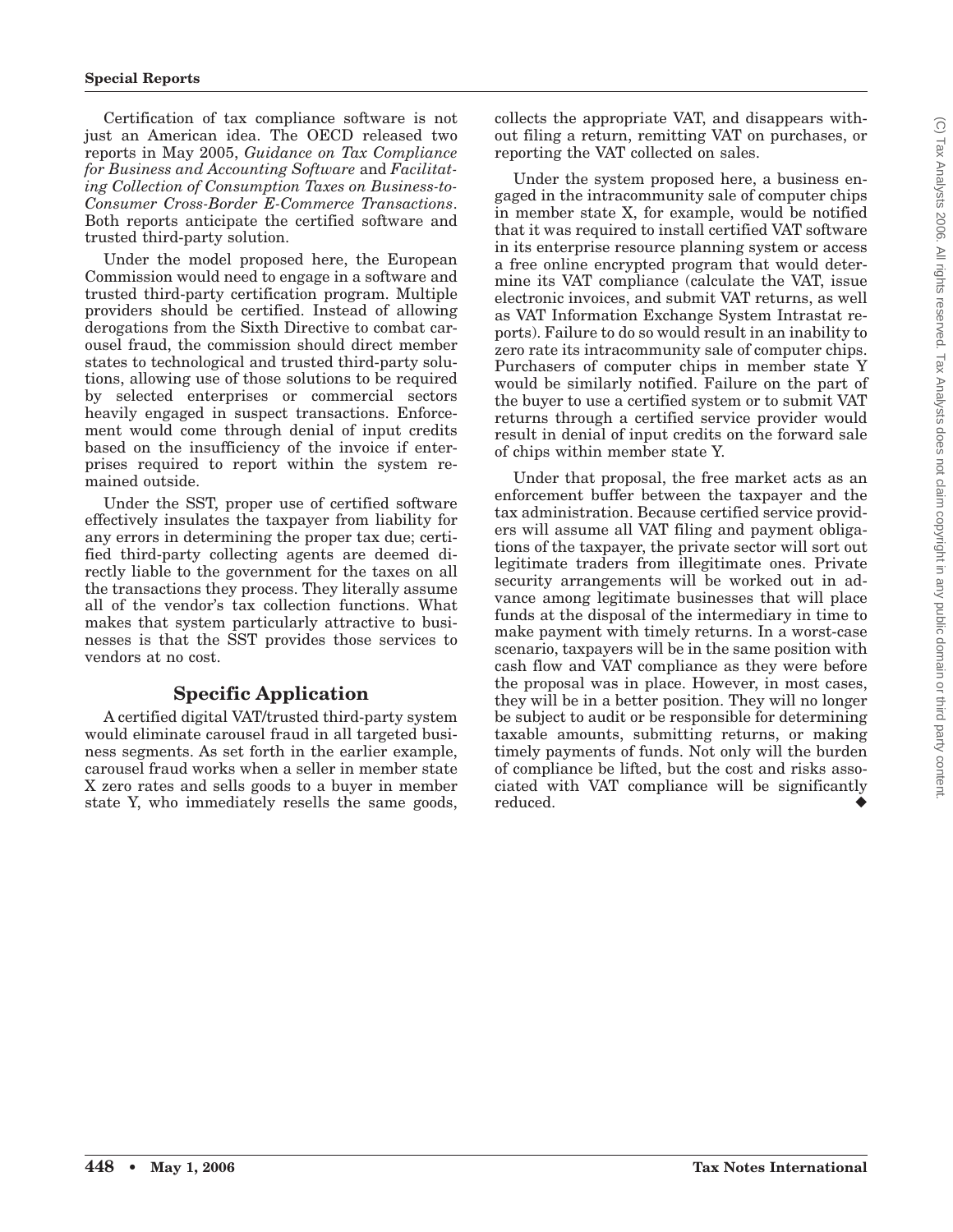Certification of tax compliance software is not just an American idea. The OECD released two reports in May 2005, *Guidance on Tax Compliance for Business and Accounting Software* and *Facilitating Collection of Consumption Taxes on Business-to-Consumer Cross-Border E-Commerce Transactions*. Both reports anticipate the certified software and trusted third-party solution.

Under the model proposed here, the European Commission would need to engage in a software and trusted third-party certification program. Multiple providers should be certified. Instead of allowing derogations from the Sixth Directive to combat carousel fraud, the commission should direct member states to technological and trusted third-party solutions, allowing use of those solutions to be required by selected enterprises or commercial sectors heavily engaged in suspect transactions. Enforcement would come through denial of input credits based on the insufficiency of the invoice if enterprises required to report within the system remained outside.

Under the SST, proper use of certified software effectively insulates the taxpayer from liability for any errors in determining the proper tax due; certified third-party collecting agents are deemed directly liable to the government for the taxes on all the transactions they process. They literally assume all of the vendor's tax collection functions. What makes that system particularly attractive to businesses is that the SST provides those services to vendors at no cost.

## Specific Application

A certified digital VAT/trusted third-party system would eliminate carousel fraud in all targeted business segments. As set forth in the earlier example, carousel fraud works when a seller in member state X zero rates and sells goods to a buyer in member state Y, who immediately resells the same goods, collects the appropriate VAT, and disappears without filing a return, remitting VAT on purchases, or reporting the VAT collected on sales.

Under the system proposed here, a business engaged in the intracommunity sale of computer chips in member state X, for example, would be notified that it was required to install certified VAT software in its enterprise resource planning system or access a free online encrypted program that would determine its VAT compliance (calculate the VAT, issue electronic invoices, and submit VAT returns, as well as VAT Information Exchange System Intrastat reports). Failure to do so would result in an inability to zero rate its intracommunity sale of computer chips. Purchasers of computer chips in member state Y would be similarly notified. Failure on the part of the buyer to use a certified system or to submit VAT returns through a certified service provider would result in denial of input credits on the forward sale of chips within member state Y.

Under that proposal, the free market acts as an enforcement buffer between the taxpayer and the tax administration. Because certified service providers will assume all VAT filing and payment obligations of the taxpayer, the private sector will sort out legitimate traders from illegitimate ones. Private security arrangements will be worked out in advance among legitimate businesses that will place funds at the disposal of the intermediary in time to make payment with timely returns. In a worst-case scenario, taxpayers will be in the same position with cash flow and VAT compliance as they were before the proposal was in place. However, in most cases, they will be in a better position. They will no longer be subject to audit or be responsible for determining taxable amounts, submitting returns, or making timely payments of funds. Not only will the burden of compliance be lifted, but the cost and risks associated with VAT compliance will be significantly reduced. ◆